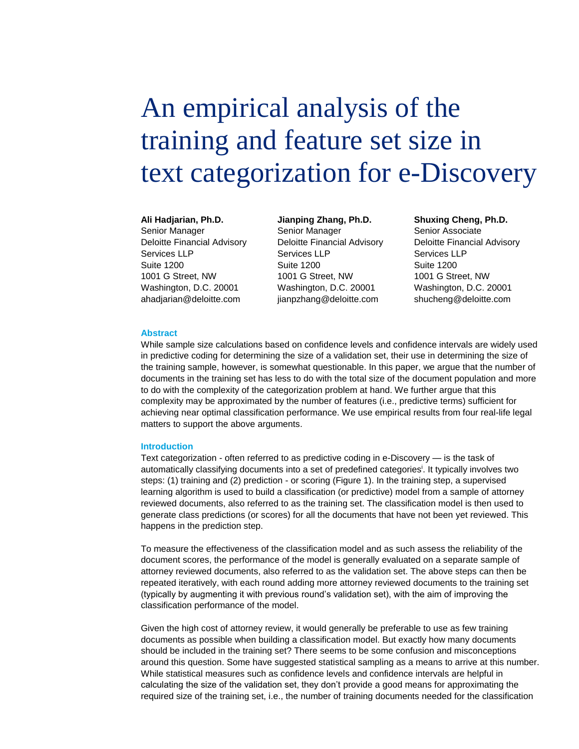# An empirical analysis of the training and feature set size in text categorization for e-Discovery

**Ali Hadjarian, Ph.D.**
Senior Manager
Deloitte Financial Advisory Services LLP
Suite 1200
1001 G Street, NW
Washington, D.C. 20001
ahadjarian@deloitte.com

**Jianping Zhang, Ph.D.**
Senior Manager
Deloitte Financial Advisory Services LLP
Suite 1200
1001 G Street, NW
Washington, D.C. 20001
jianpzhang@deloitte.com

**Shuxing Cheng, Ph.D.**
Senior Associate
Deloitte Financial Advisory Services LLP
Suite 1200
1001 G Street, NW
Washington, D.C. 20001
shucheng@deloitte.com

## Abstract

While sample size calculations based on confidence levels and confidence intervals are widely used in predictive coding for determining the size of a validation set, their use in determining the size of the training sample, however, is somewhat questionable. In this paper, we argue that the number of documents in the training set has less to do with the total size of the document population and more to do with the complexity of the categorization problem at hand. We further argue that this complexity may be approximated by the number of features (i.e., predictive terms) sufficient for achieving near optimal classification performance. We use empirical results from four real-life legal matters to support the above arguments.

## Introduction

Text categorization - often referred to as predictive coding in e-Discovery — is the task of automatically classifying documents into a set of predefined categories[i]. It typically involves two steps: (1) training and (2) prediction - or scoring (Figure 1). In the training step, a supervised learning algorithm is used to build a classification (or predictive) model from a sample of attorney reviewed documents, also referred to as the training set. The classification model is then used to generate class predictions (or scores) for all the documents that have not been yet reviewed. This happens in the prediction step.

To measure the effectiveness of the classification model and as such assess the reliability of the document scores, the performance of the model is generally evaluated on a separate sample of attorney reviewed documents, also referred to as the validation set. The above steps can then be repeated iteratively, with each round adding more attorney reviewed documents to the training set (typically by augmenting it with previous round's validation set), with the aim of improving the classification performance of the model.

Given the high cost of attorney review, it would generally be preferable to use as few training documents as possible when building a classification model. But exactly how many documents should be included in the training set? There seems to be some confusion and misconceptions around this question. Some have suggested statistical sampling as a means to arrive at this number. While statistical measures such as confidence levels and confidence intervals are helpful in calculating the size of the validation set, they don't provide a good means for approximating the required size of the training set, i.e., the number of training documents needed for the classification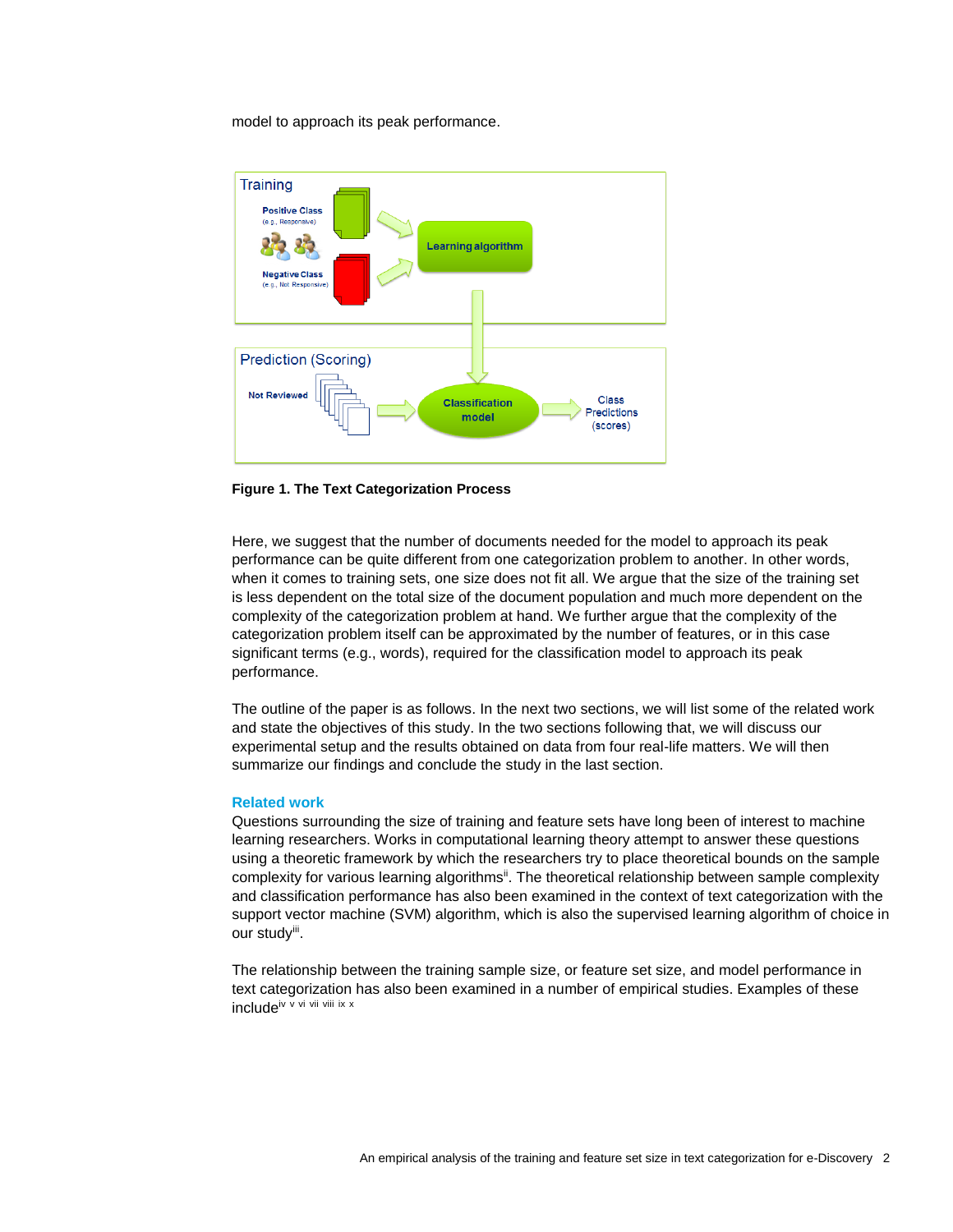model to approach its peak performance.

**Figure 1. The Text Categorization Process**

Here, we suggest that the number of documents needed for the model to approach its peak performance can be quite different from one categorization problem to another. In other words, when it comes to training sets, one size does not fit all. We argue that the size of the training set is less dependent on the total size of the document population and much more dependent on the complexity of the categorization problem at hand. We further argue that the complexity of the categorization problem itself can be approximated by the number of features, or in this case significant terms (e.g., words), required for the classification model to approach its peak performance.

The outline of the paper is as follows. In the next two sections, we will list some of the related work and state the objectives of this study. In the two sections following that, we will discuss our experimental setup and the results obtained on data from four real-life matters. We will then summarize our findings and conclude the study in the last section.

## Related work

Questions surrounding the size of training and feature sets have long been of interest to machine learning researchers. Works in computational learning theory attempt to answer these questions using a theoretic framework by which the researchers try to place theoretical bounds on the sample complexity for various learning algorithms[ii]. The theoretical relationship between sample complexity and classification performance has also been examined in the context of text categorization with the support vector machine (SVM) algorithm, which is also the supervised learning algorithm of choice in our study[iii].

The relationship between the training sample size, or feature set size, and model performance in text categorization has also been examined in a number of empirical studies. Examples of these include[iv v vi vii viii ix x]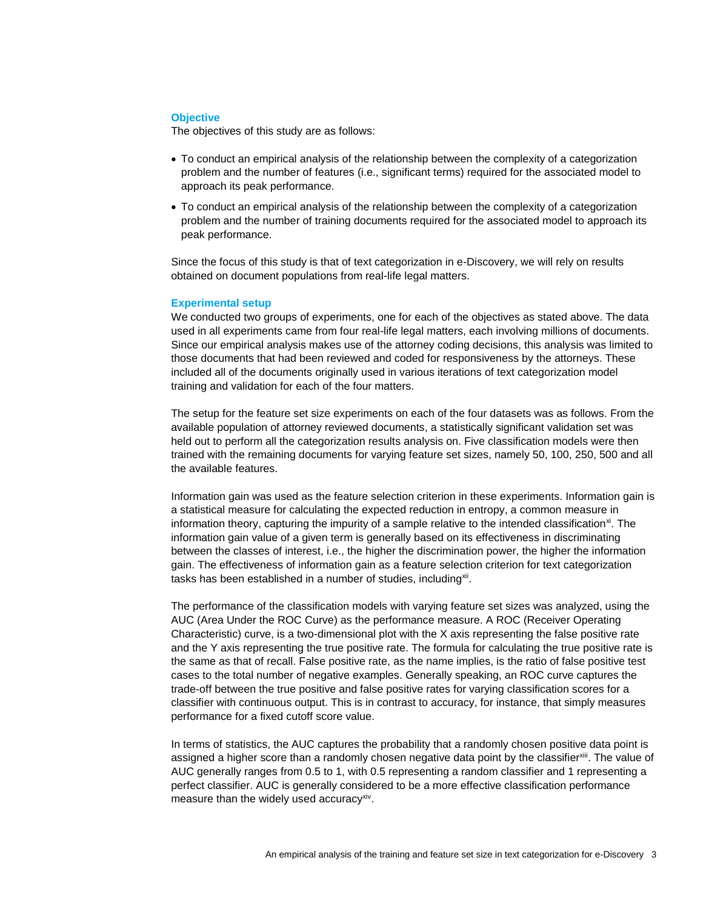### Objective

The objectives of this study are as follows:

- To conduct an empirical analysis of the relationship between the complexity of a categorization problem and the number of features (i.e., significant terms) required for the associated model to approach its peak performance.
- To conduct an empirical analysis of the relationship between the complexity of a categorization problem and the number of training documents required for the associated model to approach its peak performance.

Since the focus of this study is that of text categorization in e-Discovery, we will rely on results obtained on document populations from real-life legal matters.

### Experimental setup

We conducted two groups of experiments, one for each of the objectives as stated above. The data used in all experiments came from four real-life legal matters, each involving millions of documents. Since our empirical analysis makes use of the attorney coding decisions, this analysis was limited to those documents that had been reviewed and coded for responsiveness by the attorneys. These included all of the documents originally used in various iterations of text categorization model training and validation for each of the four matters.

The setup for the feature set size experiments on each of the four datasets was as follows. From the available population of attorney reviewed documents, a statistically significant validation set was held out to perform all the categorization results analysis on. Five classification models were then trained with the remaining documents for varying feature set sizes, namely 50, 100, 250, 500 and all the available features.

Information gain was used as the feature selection criterion in these experiments. Information gain is a statistical measure for calculating the expected reduction in entropy, a common measure in information theory, capturing the impurity of a sample relative to the intended classification[xi]. The information gain value of a given term is generally based on its effectiveness in discriminating between the classes of interest, i.e., the higher the discrimination power, the higher the information gain. The effectiveness of information gain as a feature selection criterion for text categorization tasks has been established in a number of studies, including[xii].

The performance of the classification models with varying feature set sizes was analyzed, using the AUC (Area Under the ROC Curve) as the performance measure. A ROC (Receiver Operating Characteristic) curve, is a two-dimensional plot with the X axis representing the false positive rate and the Y axis representing the true positive rate. The formula for calculating the true positive rate is the same as that of recall. False positive rate, as the name implies, is the ratio of false positive test cases to the total number of negative examples. Generally speaking, an ROC curve captures the trade-off between the true positive and false positive rates for varying classification scores for a classifier with continuous output. This is in contrast to accuracy, for instance, that simply measures performance for a fixed cutoff score value.

In terms of statistics, the AUC captures the probability that a randomly chosen positive data point is assigned a higher score than a randomly chosen negative data point by the classifier[xiii]. The value of AUC generally ranges from 0.5 to 1, with 0.5 representing a random classifier and 1 representing a perfect classifier. AUC is generally considered to be a more effective classification performance measure than the widely used accuracy[xiv].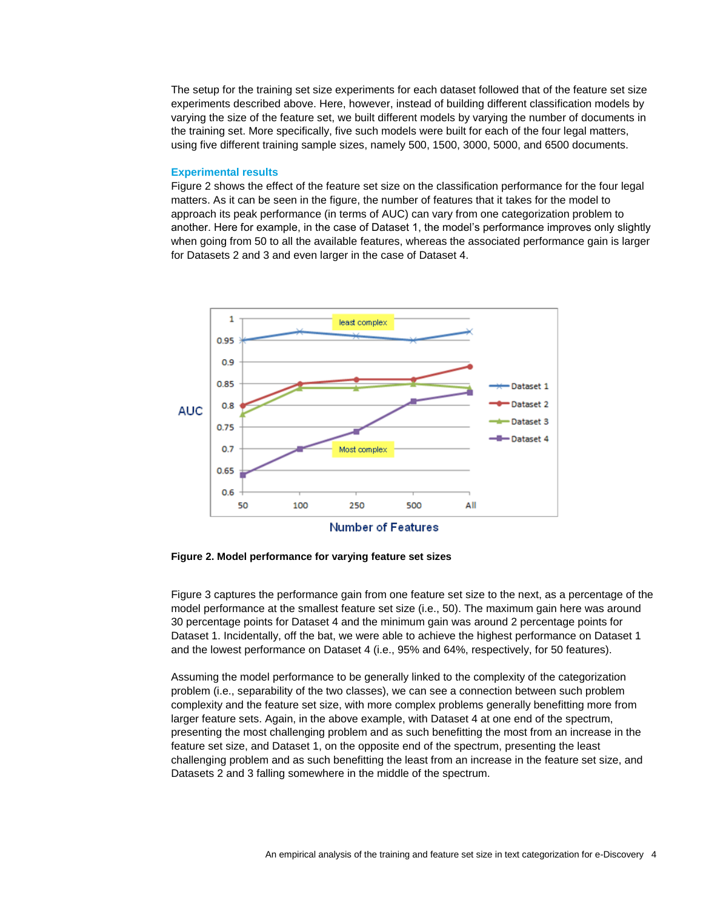The setup for the training set size experiments for each dataset followed that of the feature set size experiments described above. Here, however, instead of building different classification models by varying the size of the feature set, we built different models by varying the number of documents in the training set. More specifically, five such models were built for each of the four legal matters, using five different training sample sizes, namely 500, 1500, 3000, 5000, and 6500 documents.

### Experimental results

Figure 2 shows the effect of the feature set size on the classification performance for the four legal matters. As it can be seen in the figure, the number of features that it takes for the model to approach its peak performance (in terms of AUC) can vary from one categorization problem to another. Here for example, in the case of Dataset 1, the model's performance improves only slightly when going from 50 to all the available features, whereas the associated performance gain is larger for Datasets 2 and 3 and even larger in the case of Dataset 4.

**Figure 2. Model performance for varying feature set sizes**

Figure 3 captures the performance gain from one feature set size to the next, as a percentage of the model performance at the smallest feature set size (i.e., 50). The maximum gain here was around 30 percentage points for Dataset 4 and the minimum gain was around 2 percentage points for Dataset 1. Incidentally, off the bat, we were able to achieve the highest performance on Dataset 1 and the lowest performance on Dataset 4 (i.e., 95% and 64%, respectively, for 50 features).

Assuming the model performance to be generally linked to the complexity of the categorization problem (i.e., separability of the two classes), we can see a connection between such problem complexity and the feature set size, with more complex problems generally benefitting more from larger feature sets. Again, in the above example, with Dataset 4 at one end of the spectrum, presenting the most challenging problem and as such benefitting the most from an increase in the feature set size, and Dataset 1, on the opposite end of the spectrum, presenting the least challenging problem and as such benefitting the least from an increase in the feature set size, and Datasets 2 and 3 falling somewhere in the middle of the spectrum.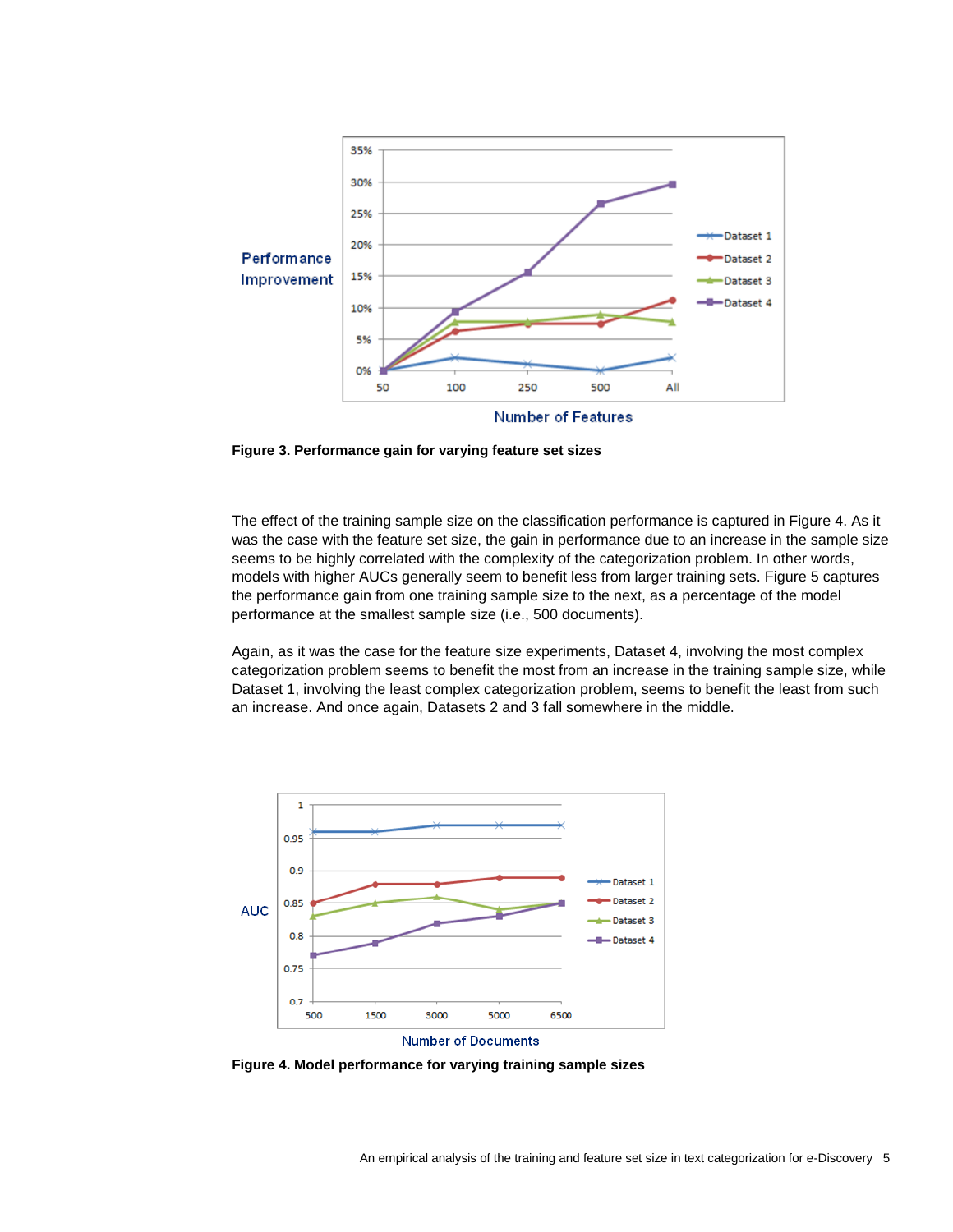**Figure 3. Performance gain for varying feature set sizes**

The effect of the training sample size on the classification performance is captured in Figure 4. As it was the case with the feature set size, the gain in performance due to an increase in the sample size seems to be highly correlated with the complexity of the categorization problem. In other words, models with higher AUCs generally seem to benefit less from larger training sets. Figure 5 captures the performance gain from one training sample size to the next, as a percentage of the model performance at the smallest sample size (i.e., 500 documents).

Again, as it was the case for the feature size experiments, Dataset 4, involving the most complex categorization problem seems to benefit the most from an increase in the training sample size, while Dataset 1, involving the least complex categorization problem, seems to benefit the least from such an increase. And once again, Datasets 2 and 3 fall somewhere in the middle.

**Figure 4. Model performance for varying training sample sizes**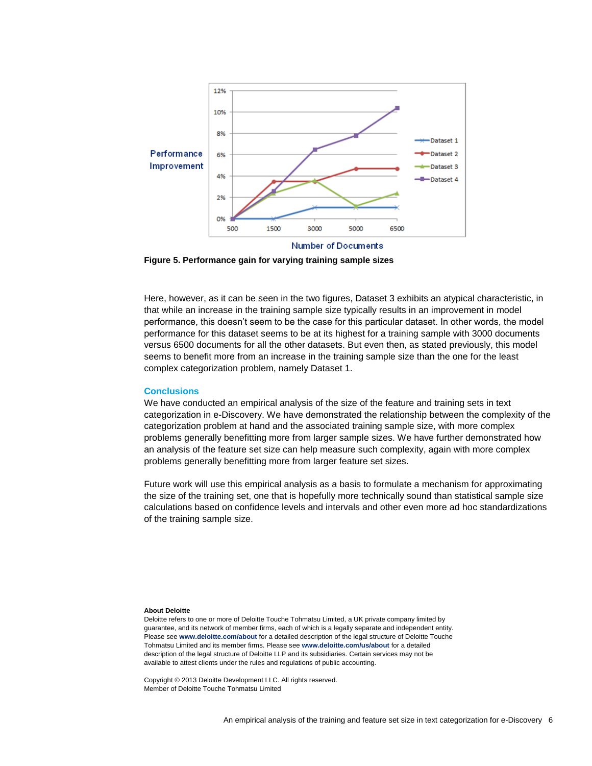**Figure 5. Performance gain for varying training sample sizes**

Here, however, as it can be seen in the two figures, Dataset 3 exhibits an atypical characteristic, in that while an increase in the training sample size typically results in an improvement in model performance, this doesn't seem to be the case for this particular dataset. In other words, the model performance for this dataset seems to be at its highest for a training sample with 3000 documents versus 6500 documents for all the other datasets. But even then, as stated previously, this model seems to benefit more from an increase in the training sample size than the one for the least complex categorization problem, namely Dataset 1.

## Conclusions

We have conducted an empirical analysis of the size of the feature and training sets in text categorization in e-Discovery. We have demonstrated the relationship between the complexity of the categorization problem at hand and the associated training sample size, with more complex problems generally benefitting more from larger sample sizes. We have further demonstrated how an analysis of the feature set size can help measure such complexity, again with more complex problems generally benefitting more from larger feature set sizes.

Future work will use this empirical analysis as a basis to formulate a mechanism for approximating the size of the training set, one that is hopefully more technically sound than statistical sample size calculations based on confidence levels and intervals and other even more ad hoc standardizations of the training sample size.

**About Deloitte**

Deloitte refers to one or more of Deloitte Touche Tohmatsu Limited, a UK private company limited by guarantee, and its network of member firms, each of which is a legally separate and independent entity. Please see **www.deloitte.com/about** for a detailed description of the legal structure of Deloitte Touche Tohmatsu Limited and its member firms. Please see **www.deloitte.com/us/about** for a detailed description of the legal structure of Deloitte LLP and its subsidiaries. Certain services may not be available to attest clients under the rules and regulations of public accounting.

Copyright © 2013 Deloitte Development LLC. All rights reserved.
Member of Deloitte Touche Tohmatsu Limited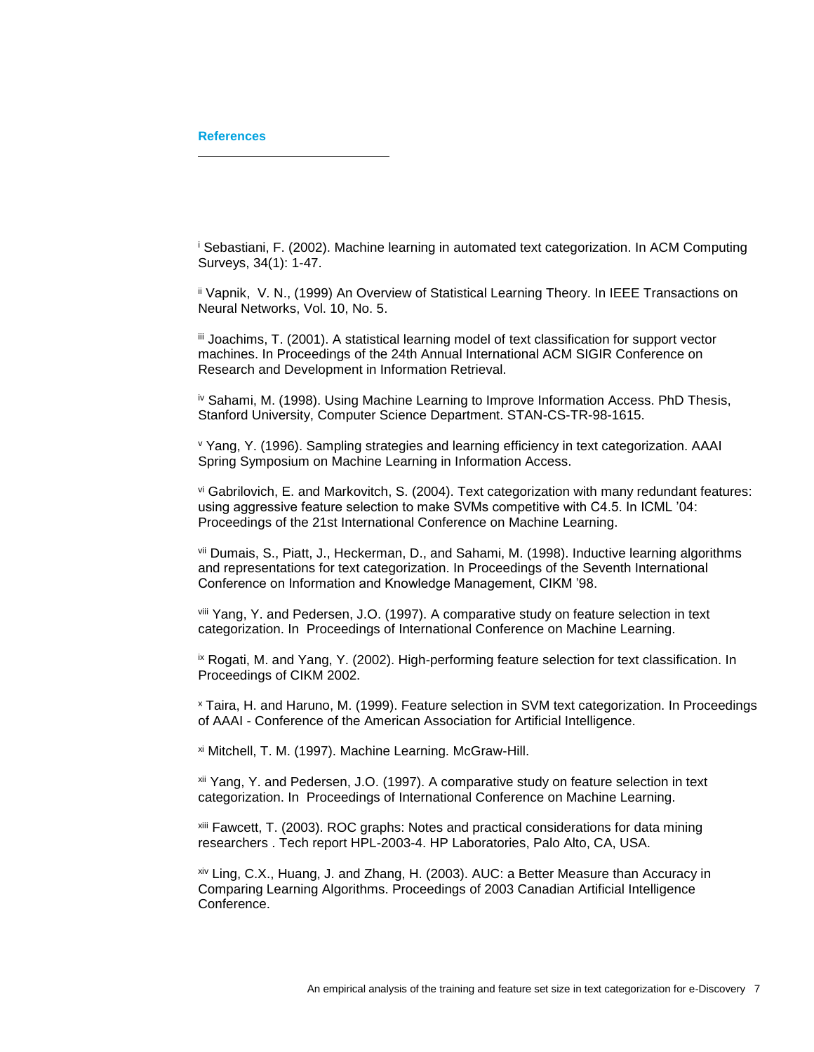## References

[i] Sebastiani, F. (2002). Machine learning in automated text categorization. In ACM Computing Surveys, 34(1): 1-47.

[ii] Vapnik, V. N., (1999) An Overview of Statistical Learning Theory. In IEEE Transactions on Neural Networks, Vol. 10, No. 5.

[iii] Joachims, T. (2001). A statistical learning model of text classification for support vector machines. In Proceedings of the 24th Annual International ACM SIGIR Conference on Research and Development in Information Retrieval.

[iv] Sahami, M. (1998). Using Machine Learning to Improve Information Access. PhD Thesis, Stanford University, Computer Science Department. STAN-CS-TR-98-1615.

[v] Yang, Y. (1996). Sampling strategies and learning efficiency in text categorization. AAAI Spring Symposium on Machine Learning in Information Access.

[vi] Gabrilovich, E. and Markovitch, S. (2004). Text categorization with many redundant features: using aggressive feature selection to make SVMs competitive with C4.5. In ICML '04: Proceedings of the 21st International Conference on Machine Learning.

[vii] Dumais, S., Piatt, J., Heckerman, D., and Sahami, M. (1998). Inductive learning algorithms and representations for text categorization. In Proceedings of the Seventh International Conference on Information and Knowledge Management, CIKM '98.

[viii] Yang, Y. and Pedersen, J.O. (1997). A comparative study on feature selection in text categorization. In Proceedings of International Conference on Machine Learning.

[ix] Rogati, M. and Yang, Y. (2002). High-performing feature selection for text classification. In Proceedings of CIKM 2002.

[x] Taira, H. and Haruno, M. (1999). Feature selection in SVM text categorization. In Proceedings of AAAI - Conference of the American Association for Artificial Intelligence.

[xi] Mitchell, T. M. (1997). Machine Learning. McGraw-Hill.

[xii] Yang, Y. and Pedersen, J.O. (1997). A comparative study on feature selection in text categorization. In Proceedings of International Conference on Machine Learning.

[xiii] Fawcett, T. (2003). ROC graphs: Notes and practical considerations for data mining researchers . Tech report HPL-2003-4. HP Laboratories, Palo Alto, CA, USA.

[xiv] Ling, C.X., Huang, J. and Zhang, H. (2003). AUC: a Better Measure than Accuracy in Comparing Learning Algorithms. Proceedings of 2003 Canadian Artificial Intelligence Conference.